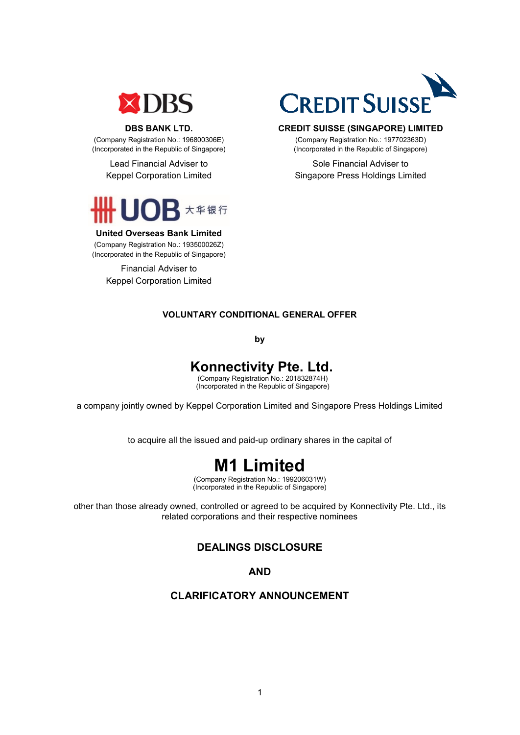**DBS BANK LTD.**
(Company Registration No.: 196800306E)
(Incorporated in the Republic of Singapore)

Lead Financial Adviser to
Keppel Corporation Limited

**CREDIT SUISSE (SINGAPORE) LIMITED**
(Company Registration No.: 197702363D)
(Incorporated in the Republic of Singapore)

Sole Financial Adviser to
Singapore Press Holdings Limited

**United Overseas Bank Limited**
(Company Registration No.: 193500026Z)
(Incorporated in the Republic of Singapore)

Financial Adviser to
Keppel Corporation Limited

**VOLUNTARY CONDITIONAL GENERAL OFFER**

**by**

# Konnectivity Pte. Ltd.

(Company Registration No.: 201832874H)
(Incorporated in the Republic of Singapore)

a company jointly owned by Keppel Corporation Limited and Singapore Press Holdings Limited

to acquire all the issued and paid-up ordinary shares in the capital of

# M1 Limited

(Company Registration No.: 199206031W)
(Incorporated in the Republic of Singapore)

other than those already owned, controlled or agreed to be acquired by Konnectivity Pte. Ltd., its related corporations and their respective nominees

## DEALINGS DISCLOSURE

## AND

## CLARIFICATORY ANNOUNCEMENT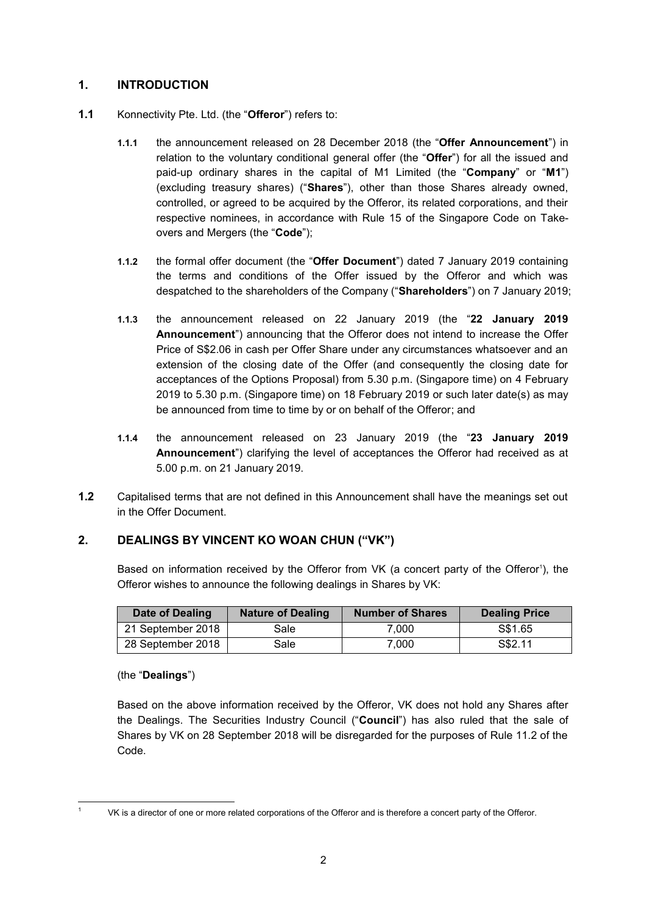## 1. INTRODUCTION

**1.1** Konnectivity Pte. Ltd. (the "**Offeror**") refers to:

**1.1.1** the announcement released on 28 December 2018 (the "**Offer Announcement**") in relation to the voluntary conditional general offer (the "**Offer**") for all the issued and paid-up ordinary shares in the capital of M1 Limited (the "**Company**" or "**M1**") (excluding treasury shares) ("**Shares**"), other than those Shares already owned, controlled, or agreed to be acquired by the Offeror, its related corporations, and their respective nominees, in accordance with Rule 15 of the Singapore Code on Take-overs and Mergers (the "**Code**");

**1.1.2** the formal offer document (the "**Offer Document**") dated 7 January 2019 containing the terms and conditions of the Offer issued by the Offeror and which was despatched to the shareholders of the Company ("**Shareholders**") on 7 January 2019;

**1.1.3** the announcement released on 22 January 2019 (the "**22 January 2019 Announcement**") announcing that the Offeror does not intend to increase the Offer Price of S$2.06 in cash per Offer Share under any circumstances whatsoever and an extension of the closing date of the Offer (and consequently the closing date for acceptances of the Options Proposal) from 5.30 p.m. (Singapore time) on 4 February 2019 to 5.30 p.m. (Singapore time) on 18 February 2019 or such later date(s) as may be announced from time to time by or on behalf of the Offeror; and

**1.1.4** the announcement released on 23 January 2019 (the "**23 January 2019 Announcement**") clarifying the level of acceptances the Offeror had received as at 5.00 p.m. on 21 January 2019.

**1.2** Capitalised terms that are not defined in this Announcement shall have the meanings set out in the Offer Document.

## 2. DEALINGS BY VINCENT KO WOAN CHUN ("VK")

Based on information received by the Offeror from VK (a concert party of the Offeror[1]), the Offeror wishes to announce the following dealings in Shares by VK:

| Date of Dealing | Nature of Dealing | Number of Shares | Dealing Price |
|---|---|---|---|
| 21 September 2018 | Sale | 7,000 | S$1.65 |
| 28 September 2018 | Sale | 7,000 | S$2.11 |

(the "**Dealings**")

Based on the above information received by the Offeror, VK does not hold any Shares after the Dealings. The Securities Industry Council ("**Council**") has also ruled that the sale of Shares by VK on 28 September 2018 will be disregarded for the purposes of Rule 11.2 of the Code.

[1] VK is a director of one or more related corporations of the Offeror and is therefore a concert party of the Offeror.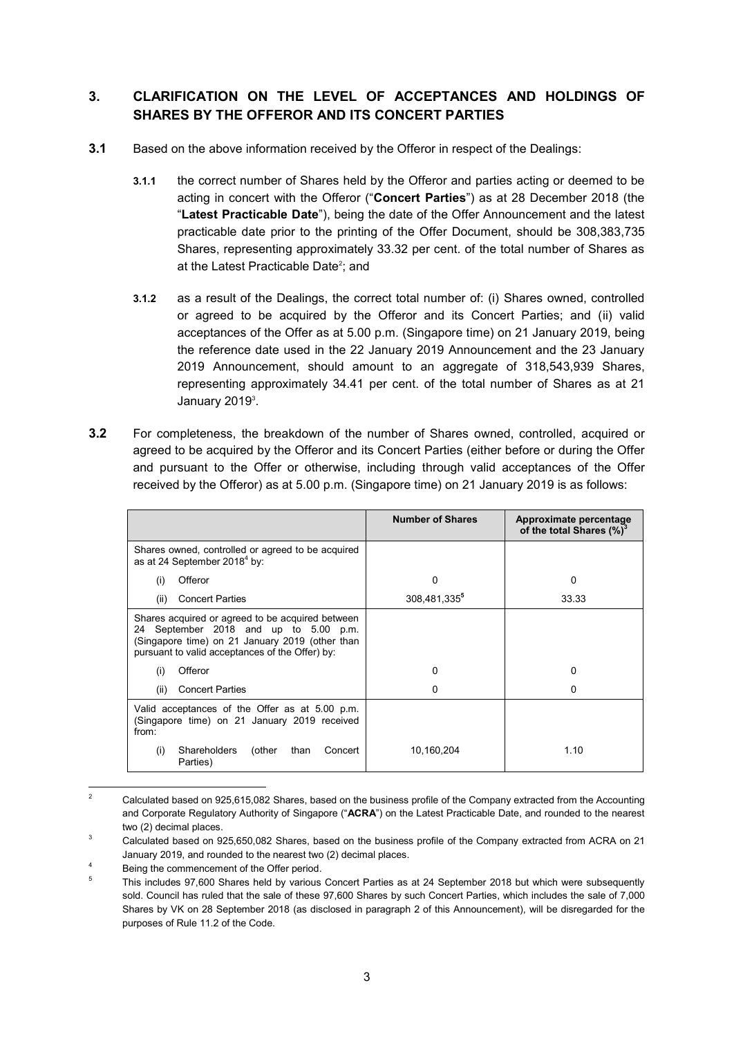## 3. CLARIFICATION ON THE LEVEL OF ACCEPTANCES AND HOLDINGS OF SHARES BY THE OFFEROR AND ITS CONCERT PARTIES

**3.1** Based on the above information received by the Offeror in respect of the Dealings:

**3.1.1** the correct number of Shares held by the Offeror and parties acting or deemed to be acting in concert with the Offeror ("**Concert Parties**") as at 28 December 2018 (the "**Latest Practicable Date**"), being the date of the Offer Announcement and the latest practicable date prior to the printing of the Offer Document, should be 308,383,735 Shares, representing approximately 33.32 per cent. of the total number of Shares as at the Latest Practicable Date[2]; and

**3.1.2** as a result of the Dealings, the correct total number of: (i) Shares owned, controlled or agreed to be acquired by the Offeror and its Concert Parties; and (ii) valid acceptances of the Offer as at 5.00 p.m. (Singapore time) on 21 January 2019, being the reference date used in the 22 January 2019 Announcement and the 23 January 2019 Announcement, should amount to an aggregate of 318,543,939 Shares, representing approximately 34.41 per cent. of the total number of Shares as at 21 January 2019[3].

**3.2** For completeness, the breakdown of the number of Shares owned, controlled, acquired or agreed to be acquired by the Offeror and its Concert Parties (either before or during the Offer and pursuant to the Offer or otherwise, including through valid acceptances of the Offer received by the Offeror) as at 5.00 p.m. (Singapore time) on 21 January 2019 is as follows:

| | Number of Shares | Approximate percentage of the total Shares (%)[3] |
|---|---|---|
| Shares owned, controlled or agreed to be acquired as at 24 September 2018[4] by: | | |
| (i) Offeror | 0 | 0 |
| (ii) Concert Parties | 308,481,335[5] | 33.33 |
| Shares acquired or agreed to be acquired between 24 September 2018 and up to 5.00 p.m. (Singapore time) on 21 January 2019 (other than pursuant to valid acceptances of the Offer) by: | | |
| (i) Offeror | 0 | 0 |
| (ii) Concert Parties | 0 | 0 |
| Valid acceptances of the Offer as at 5.00 p.m. (Singapore time) on 21 January 2019 received from: | | |
| (i) Shareholders (other than Concert Parties) | 10,160,204 | 1.10 |

---

[2] Calculated based on 925,615,082 Shares, based on the business profile of the Company extracted from the Accounting and Corporate Regulatory Authority of Singapore ("**ACRA**") on the Latest Practicable Date, and rounded to the nearest two (2) decimal places.

[3] Calculated based on 925,650,082 Shares, based on the business profile of the Company extracted from ACRA on 21 January 2019, and rounded to the nearest two (2) decimal places.

[4] Being the commencement of the Offer period.

[5] This includes 97,600 Shares held by various Concert Parties as at 24 September 2018 but which were subsequently sold. Council has ruled that the sale of these 97,600 Shares by such Concert Parties, which includes the sale of 7,000 Shares by VK on 28 September 2018 (as disclosed in paragraph 2 of this Announcement), will be disregarded for the purposes of Rule 11.2 of the Code.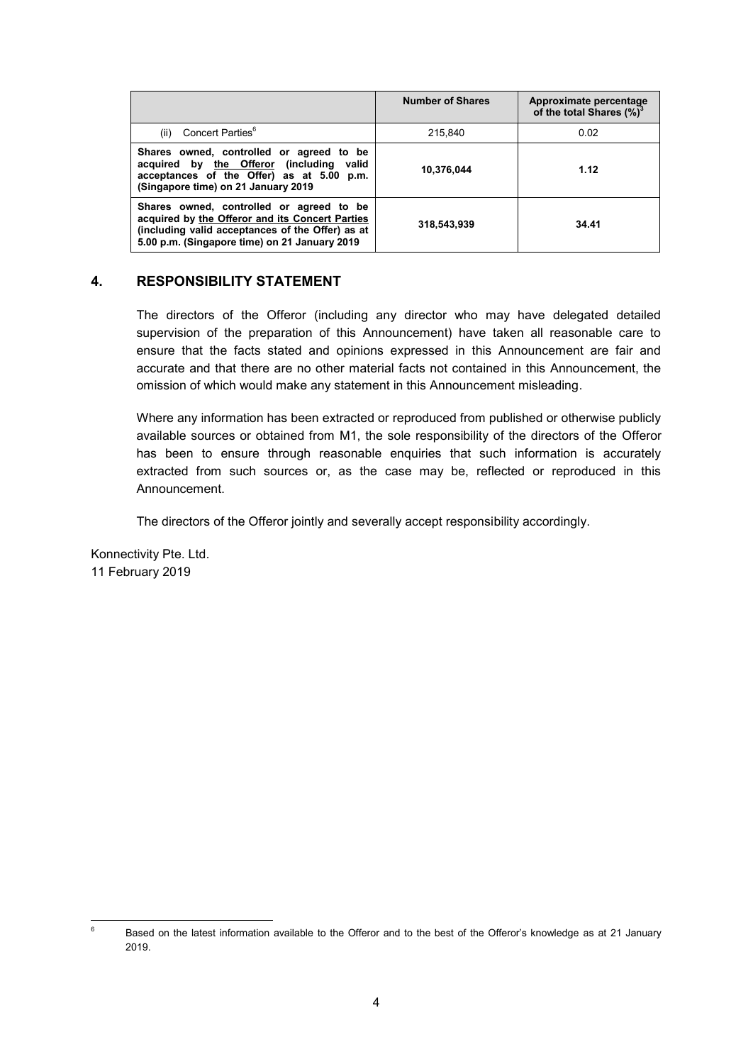| | Number of Shares | Approximate percentage of the total Shares (%)[3] |
|---|---|---|
| (ii) Concert Parties[6] | 215,840 | 0.02 |
| **Shares owned, controlled or agreed to be acquired by the Offeror (including valid acceptances of the Offer) as at 5.00 p.m. (Singapore time) on 21 January 2019** | **10,376,044** | **1.12** |
| **Shares owned, controlled or agreed to be acquired by the Offeror and its Concert Parties (including valid acceptances of the Offer) as at 5.00 p.m. (Singapore time) on 21 January 2019** | **318,543,939** | **34.41** |

## 4. RESPONSIBILITY STATEMENT

The directors of the Offeror (including any director who may have delegated detailed supervision of the preparation of this Announcement) have taken all reasonable care to ensure that the facts stated and opinions expressed in this Announcement are fair and accurate and that there are no other material facts not contained in this Announcement, the omission of which would make any statement in this Announcement misleading.

Where any information has been extracted or reproduced from published or otherwise publicly available sources or obtained from M1, the sole responsibility of the directors of the Offeror has been to ensure through reasonable enquiries that such information is accurately extracted from such sources or, as the case may be, reflected or reproduced in this Announcement.

The directors of the Offeror jointly and severally accept responsibility accordingly.

Konnectivity Pte. Ltd.
11 February 2019

---

[6] Based on the latest information available to the Offeror and to the best of the Offeror's knowledge as at 21 January 2019.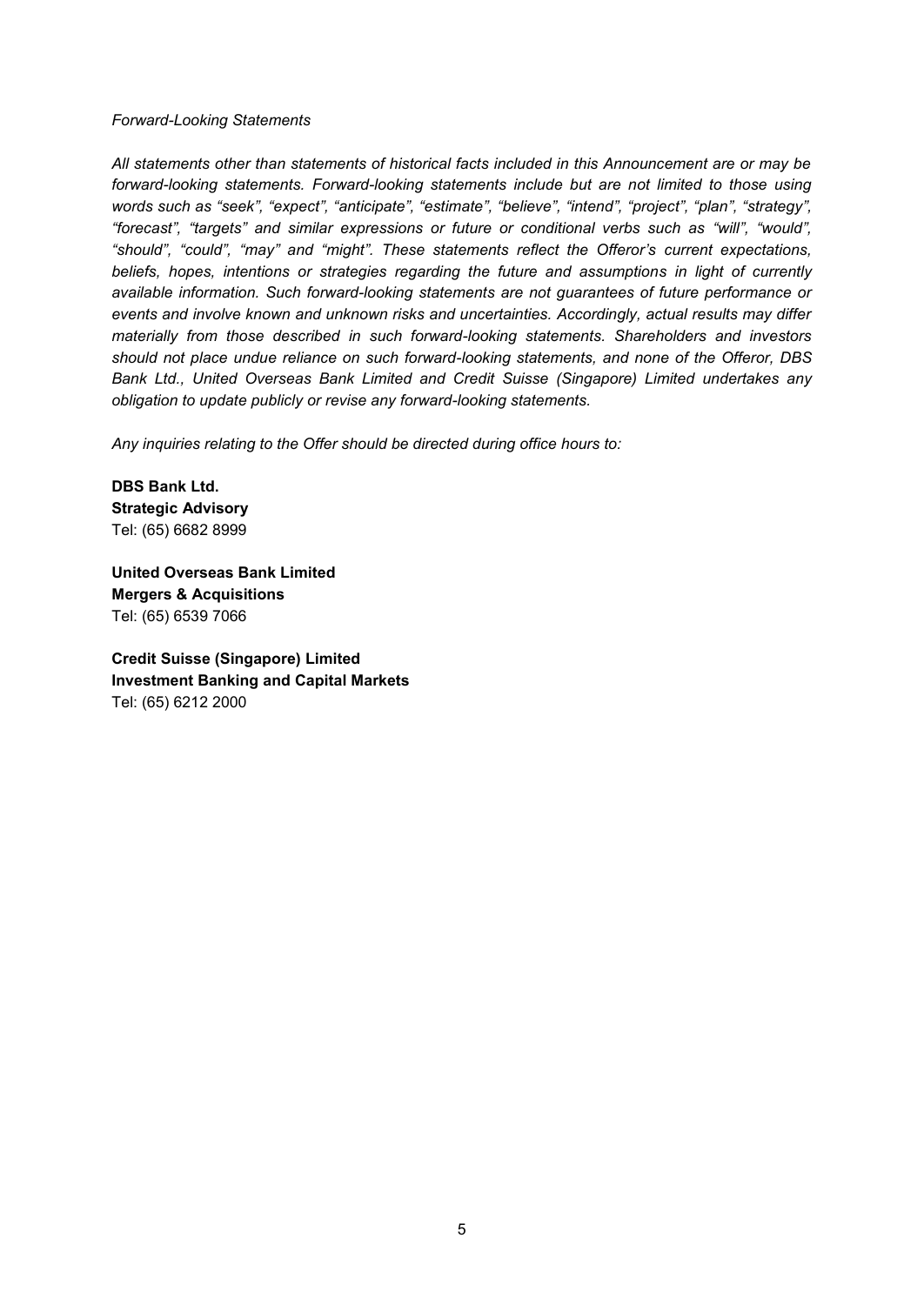*Forward-Looking Statements*

*All statements other than statements of historical facts included in this Announcement are or may be forward-looking statements. Forward-looking statements include but are not limited to those using words such as "seek", "expect", "anticipate", "estimate", "believe", "intend", "project", "plan", "strategy", "forecast", "targets" and similar expressions or future or conditional verbs such as "will", "would", "should", "could", "may" and "might". These statements reflect the Offeror's current expectations, beliefs, hopes, intentions or strategies regarding the future and assumptions in light of currently available information. Such forward-looking statements are not guarantees of future performance or events and involve known and unknown risks and uncertainties. Accordingly, actual results may differ materially from those described in such forward-looking statements. Shareholders and investors should not place undue reliance on such forward-looking statements, and none of the Offeror, DBS Bank Ltd., United Overseas Bank Limited and Credit Suisse (Singapore) Limited undertakes any obligation to update publicly or revise any forward-looking statements.*

*Any inquiries relating to the Offer should be directed during office hours to:*

**DBS Bank Ltd.**
**Strategic Advisory**
Tel: (65) 6682 8999

**United Overseas Bank Limited**
**Mergers & Acquisitions**
Tel: (65) 6539 7066

**Credit Suisse (Singapore) Limited**
**Investment Banking and Capital Markets**
Tel: (65) 6212 2000